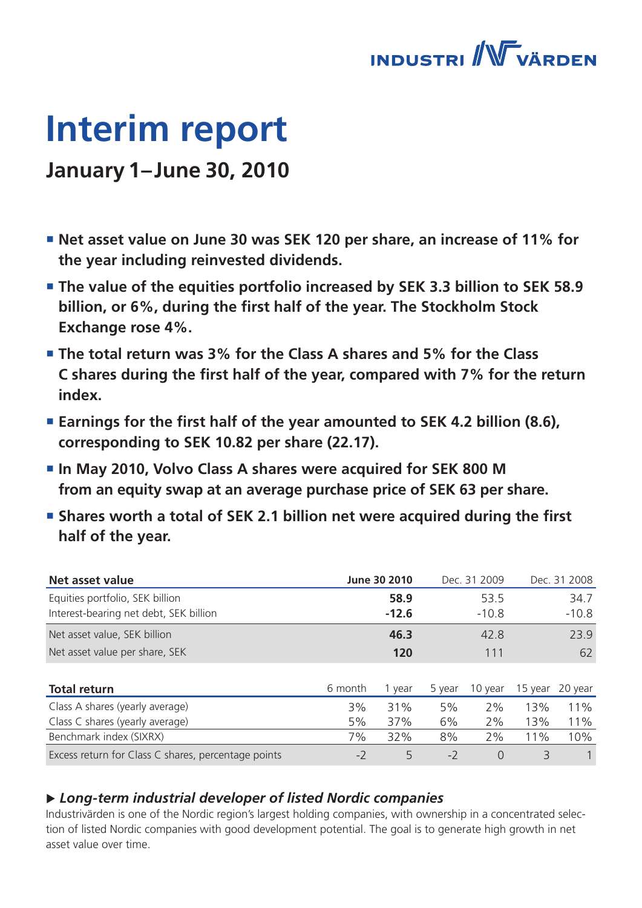# Interim report

## January 1–June 30, 2010

- **Net asset value on June 30 was SEK 120 per share, an increase of 11% for the year including reinvested dividends.**
- **The value of the equities portfolio increased by SEK 3.3 billion to SEK 58.9 billion, or 6%, during the first half of the year. The Stockholm Stock Exchange rose 4%.**
- **The total return was 3% for the Class A shares and 5% for the Class C shares during the first half of the year, compared with 7% for the return index.**
- **Earnings for the first half of the year amounted to SEK 4.2 billion (8.6), corresponding to SEK 10.82 per share (22.17).**
- **In May 2010, Volvo Class A shares were acquired for SEK 800 M from an equity swap at an average purchase price of SEK 63 per share.**
- **Shares worth a total of SEK 2.1 billion net were acquired during the first half of the year.**

| **Net asset value** | **June 30 2010** | Dec. 31 2009 | Dec. 31 2008 |
|---|---|---|---|
| Equities portfolio, SEK billion | **58.9** | 53.5 | 34.7 |
| Interest-bearing net debt, SEK billion | **-12.6** | -10.8 | -10.8 |
| Net asset value, SEK billion | **46.3** | 42.8 | 23.9 |
| Net asset value per share, SEK | **120** | 111 | 62 |

| **Total return** | 6 month | 1 year | 5 year | 10 year | 15 year | 20 year |
|---|---|---|---|---|---|---|
| Class A shares (yearly average) | 3% | 31% | 5% | 2% | 13% | 11% |
| Class C shares (yearly average) | 5% | 37% | 6% | 2% | 13% | 11% |
| Benchmark index (SIXRX) | 7% | 32% | 8% | 2% | 11% | 10% |
| Excess return for Class C shares, percentage points | -2 | 5 | -2 | 0 | 3 | 1 |

### ▶ *Long-term industrial developer of listed Nordic companies*

Industrivärden is one of the Nordic region's largest holding companies, with ownership in a concentrated selection of listed Nordic companies with good development potential. The goal is to generate high growth in net asset value over time.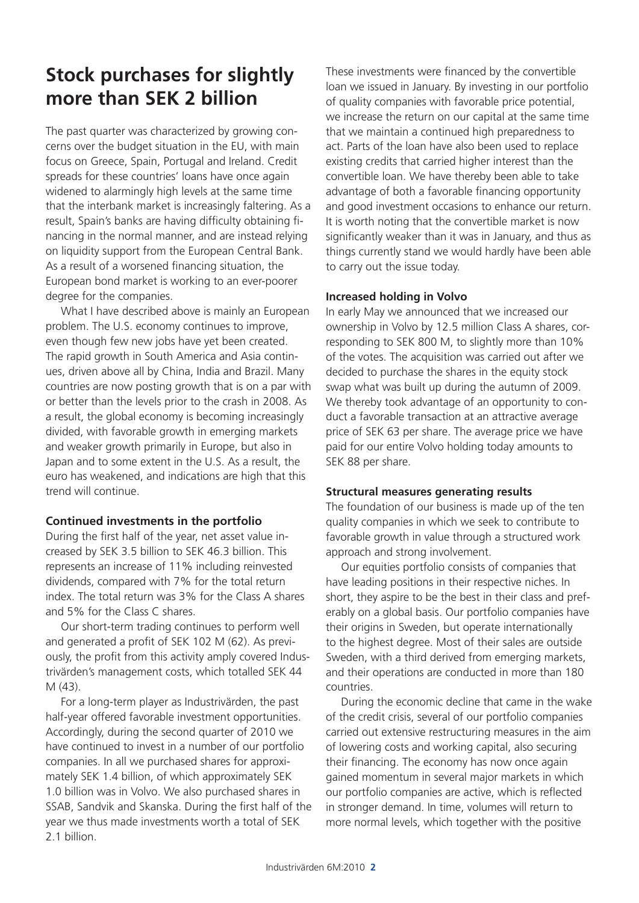# Stock purchases for slightly more than SEK 2 billion

The past quarter was characterized by growing concerns over the budget situation in the EU, with main focus on Greece, Spain, Portugal and Ireland. Credit spreads for these countries' loans have once again widened to alarmingly high levels at the same time that the interbank market is increasingly faltering. As a result, Spain's banks are having difficulty obtaining financing in the normal manner, and are instead relying on liquidity support from the European Central Bank. As a result of a worsened financing situation, the European bond market is working to an ever-poorer degree for the companies.

What I have described above is mainly an European problem. The U.S. economy continues to improve, even though few new jobs have yet been created. The rapid growth in South America and Asia continues, driven above all by China, India and Brazil. Many countries are now posting growth that is on a par with or better than the levels prior to the crash in 2008. As a result, the global economy is becoming increasingly divided, with favorable growth in emerging markets and weaker growth primarily in Europe, but also in Japan and to some extent in the U.S. As a result, the euro has weakened, and indications are high that this trend will continue.

### Continued investments in the portfolio

During the first half of the year, net asset value increased by SEK 3.5 billion to SEK 46.3 billion. This represents an increase of 11% including reinvested dividends, compared with 7% for the total return index. The total return was 3% for the Class A shares and 5% for the Class C shares.

Our short-term trading continues to perform well and generated a profit of SEK 102 M (62). As previously, the profit from this activity amply covered Industrivärden's management costs, which totalled SEK 44 M (43).

For a long-term player as Industrivärden, the past half-year offered favorable investment opportunities. Accordingly, during the second quarter of 2010 we have continued to invest in a number of our portfolio companies. In all we purchased shares for approximately SEK 1.4 billion, of which approximately SEK 1.0 billion was in Volvo. We also purchased shares in SSAB, Sandvik and Skanska. During the first half of the year we thus made investments worth a total of SEK 2.1 billion.

These investments were financed by the convertible loan we issued in January. By investing in our portfolio of quality companies with favorable price potential, we increase the return on our capital at the same time that we maintain a continued high preparedness to act. Parts of the loan have also been used to replace existing credits that carried higher interest than the convertible loan. We have thereby been able to take advantage of both a favorable financing opportunity and good investment occasions to enhance our return. It is worth noting that the convertible market is now significantly weaker than it was in January, and thus as things currently stand we would hardly have been able to carry out the issue today.

### Increased holding in Volvo

In early May we announced that we increased our ownership in Volvo by 12.5 million Class A shares, corresponding to SEK 800 M, to slightly more than 10% of the votes. The acquisition was carried out after we decided to purchase the shares in the equity stock swap what was built up during the autumn of 2009. We thereby took advantage of an opportunity to conduct a favorable transaction at an attractive average price of SEK 63 per share. The average price we have paid for our entire Volvo holding today amounts to SEK 88 per share.

### Structural measures generating results

The foundation of our business is made up of the ten quality companies in which we seek to contribute to favorable growth in value through a structured work approach and strong involvement.

Our equities portfolio consists of companies that have leading positions in their respective niches. In short, they aspire to be the best in their class and preferably on a global basis. Our portfolio companies have their origins in Sweden, but operate internationally to the highest degree. Most of their sales are outside Sweden, with a third derived from emerging markets, and their operations are conducted in more than 180 countries.

During the economic decline that came in the wake of the credit crisis, several of our portfolio companies carried out extensive restructuring measures in the aim of lowering costs and working capital, also securing their financing. The economy has now once again gained momentum in several major markets in which our portfolio companies are active, which is reflected in stronger demand. In time, volumes will return to more normal levels, which together with the positive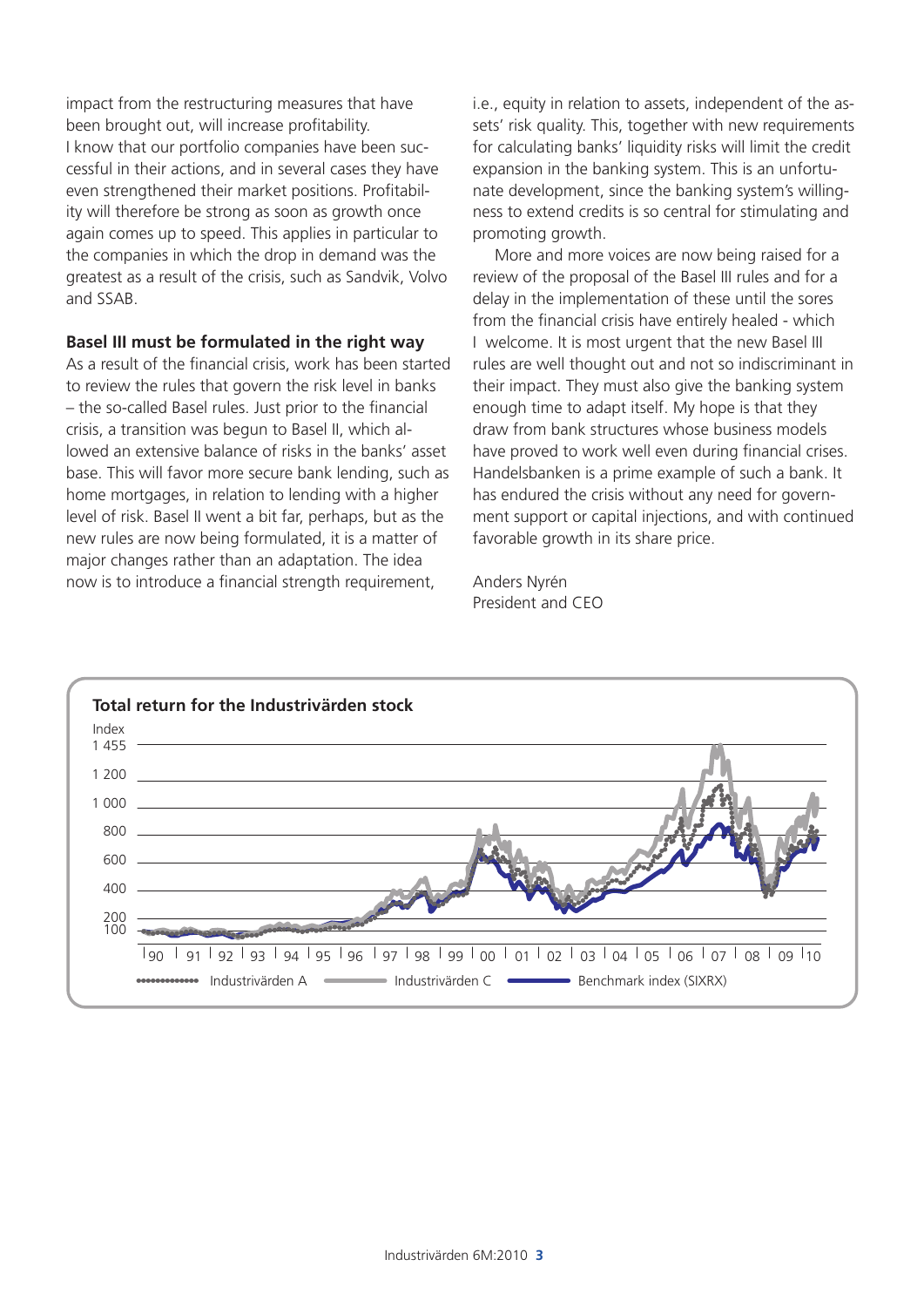impact from the restructuring measures that have been brought out, will increase profitability. I know that our portfolio companies have been successful in their actions, and in several cases they have even strengthened their market positions. Profitability will therefore be strong as soon as growth once again comes up to speed. This applies in particular to the companies in which the drop in demand was the greatest as a result of the crisis, such as Sandvik, Volvo and SSAB.

**Basel III must be formulated in the right way**

As a result of the financial crisis, work has been started to review the rules that govern the risk level in banks – the so-called Basel rules. Just prior to the financial crisis, a transition was begun to Basel II, which allowed an extensive balance of risks in the banks' asset base. This will favor more secure bank lending, such as home mortgages, in relation to lending with a higher level of risk. Basel II went a bit far, perhaps, but as the new rules are now being formulated, it is a matter of major changes rather than an adaptation. The idea now is to introduce a financial strength requirement, i.e., equity in relation to assets, independent of the assets' risk quality. This, together with new requirements for calculating banks' liquidity risks will limit the credit expansion in the banking system. This is an unfortunate development, since the banking system's willingness to extend credits is so central for stimulating and promoting growth.

More and more voices are now being raised for a review of the proposal of the Basel III rules and for a delay in the implementation of these until the sores from the financial crisis have entirely healed - which I welcome. It is most urgent that the new Basel III rules are well thought out and not so indiscriminant in their impact. They must also give the banking system enough time to adapt itself. My hope is that they draw from bank structures whose business models have proved to work well even during financial crises. Handelsbanken is a prime example of such a bank. It has endured the crisis without any need for government support or capital injections, and with continued favorable growth in its share price.

Anders Nyrén
President and CEO

**Total return for the Industrivärden stock**

Index: 100, 200, 400, 600, 800, 1 000, 1 200, 1 455

Years: 90, 91, 92, 93, 94, 95, 96, 97, 98, 99, 00, 01, 02, 03, 04, 05, 06, 07, 08, 09, 10

Industrivärden A — Industrivärden C — Benchmark index (SIXRX)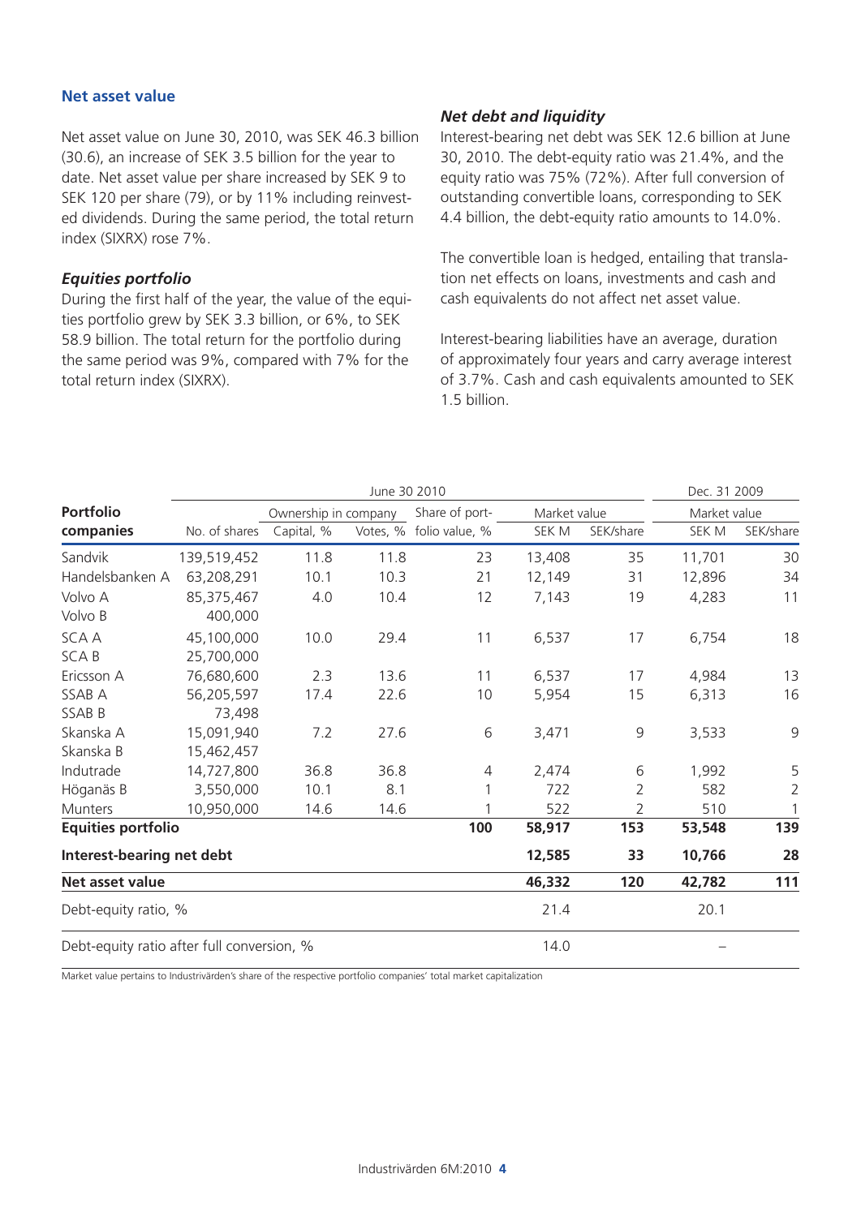## Net asset value

Net asset value on June 30, 2010, was SEK 46.3 billion (30.6), an increase of SEK 3.5 billion for the year to date. Net asset value per share increased by SEK 9 to SEK 120 per share (79), or by 11% including reinvested dividends. During the same period, the total return index (SIXRX) rose 7%.

### *Equities portfolio*

During the first half of the year, the value of the equities portfolio grew by SEK 3.3 billion, or 6%, to SEK 58.9 billion. The total return for the portfolio during the same period was 9%, compared with 7% for the total return index (SIXRX).

### *Net debt and liquidity*

Interest-bearing net debt was SEK 12.6 billion at June 30, 2010. The debt-equity ratio was 21.4%, and the equity ratio was 75% (72%). After full conversion of outstanding convertible loans, corresponding to SEK 4.4 billion, the debt-equity ratio amounts to 14.0%.

The convertible loan is hedged, entailing that translation net effects on loans, investments and cash and cash equivalents do not affect net asset value.

Interest-bearing liabilities have an average, duration of approximately four years and carry average interest of 3.7%. Cash and cash equivalents amounted to SEK 1.5 billion.

| | June 30 2010 | | | | | | Dec. 31 2009 | |
|---|---|---|---|---|---|---|---|---|
| **Portfolio** | | Ownership in company | | Share of port- | Market value | | Market value | |
| **companies** | No. of shares | Capital, % | Votes, % | folio value, % | SEK M | SEK/share | SEK M | SEK/share |
| Sandvik | 139,519,452 | 11.8 | 11.8 | 23 | 13,408 | 35 | 11,701 | 30 |
| Handelsbanken A | 63,208,291 | 10.1 | 10.3 | 21 | 12,149 | 31 | 12,896 | 34 |
| Volvo A | 85,375,467 | 4.0 | 10.4 | 12 | 7,143 | 19 | 4,283 | 11 |
| Volvo B | 400,000 | | | | | | | |
| SCA A | 45,100,000 | 10.0 | 29.4 | 11 | 6,537 | 17 | 6,754 | 18 |
| SCA B | 25,700,000 | | | | | | | |
| Ericsson A | 76,680,600 | 2.3 | 13.6 | 11 | 6,537 | 17 | 4,984 | 13 |
| SSAB A | 56,205,597 | 17.4 | 22.6 | 10 | 5,954 | 15 | 6,313 | 16 |
| SSAB B | 73,498 | | | | | | | |
| Skanska A | 15,091,940 | 7.2 | 27.6 | 6 | 3,471 | 9 | 3,533 | 9 |
| Skanska B | 15,462,457 | | | | | | | |
| Indutrade | 14,727,800 | 36.8 | 36.8 | 4 | 2,474 | 6 | 1,992 | 5 |
| Höganäs B | 3,550,000 | 10.1 | 8.1 | 1 | 722 | 2 | 582 | 2 |
| Munters | 10,950,000 | 14.6 | 14.6 | 1 | 522 | 2 | 510 | 1 |
| **Equities portfolio** | | | | **100** | **58,917** | **153** | **53,548** | **139** |
| **Interest-bearing net debt** | | | | | **12,585** | **33** | **10,766** | **28** |
| **Net asset value** | | | | | **46,332** | **120** | **42,782** | **111** |
| Debt-equity ratio, % | | | | | 21.4 | | 20.1 | |
| Debt-equity ratio after full conversion, % | | | | | 14.0 | | – | |

Market value pertains to Industrivärden's share of the respective portfolio companies' total market capitalization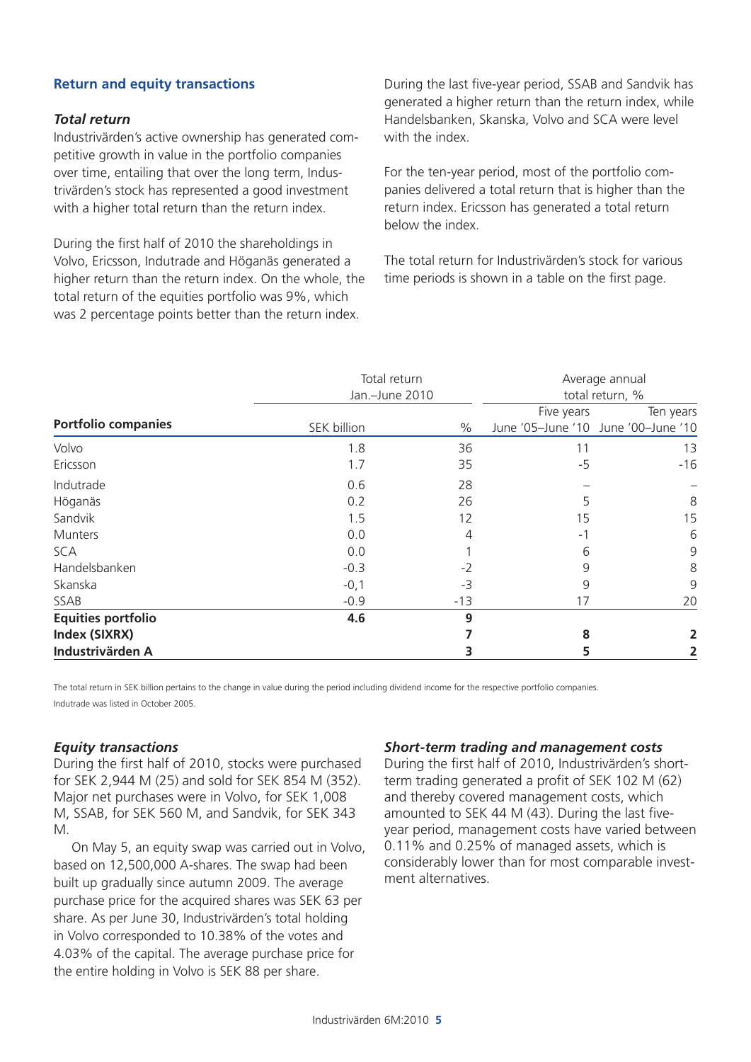## Return and equity transactions

### *Total return*

Industrivärden's active ownership has generated competitive growth in value in the portfolio companies over time, entailing that over the long term, Industrivärden's stock has represented a good investment with a higher total return than the return index.

During the first half of 2010 the shareholdings in Volvo, Ericsson, Indutrade and Höganäs generated a higher return than the return index. On the whole, the total return of the equities portfolio was 9%, which was 2 percentage points better than the return index.

During the last five-year period, SSAB and Sandvik has generated a higher return than the return index, while Handelsbanken, Skanska, Volvo and SCA were level with the index.

For the ten-year period, most of the portfolio companies delivered a total return that is higher than the return index. Ericsson has generated a total return below the index.

The total return for Industrivärden's stock for various time periods is shown in a table on the first page.

| | Total return Jan.–June 2010 | | Average annual total return, % | |
|---|---|---|---|---|
| **Portfolio companies** | SEK billion | % | Five years June '05–June '10 | Ten years June '00–June '10 |
| Volvo | 1.8 | 36 | 11 | 13 |
| Ericsson | 1.7 | 35 | -5 | -16 |
| Indutrade | 0.6 | 28 | – | – |
| Höganäs | 0.2 | 26 | 5 | 8 |
| Sandvik | 1.5 | 12 | 15 | 15 |
| Munters | 0.0 | 4 | -1 | 6 |
| SCA | 0.0 | 1 | 6 | 9 |
| Handelsbanken | -0.3 | -2 | 9 | 8 |
| Skanska | -0,1 | -3 | 9 | 9 |
| SSAB | -0.9 | -13 | 17 | 20 |
| **Equities portfolio** | **4.6** | **9** | | |
| **Index (SIXRX)** | | **7** | **8** | **2** |
| **Industrivärden A** | | **3** | **5** | **2** |

The total return in SEK billion pertains to the change in value during the period including dividend income for the respective portfolio companies.
Indutrade was listed in October 2005.

### *Equity transactions*

During the first half of 2010, stocks were purchased for SEK 2,944 M (25) and sold for SEK 854 M (352). Major net purchases were in Volvo, for SEK 1,008 M, SSAB, for SEK 560 M, and Sandvik, for SEK 343 M.

On May 5, an equity swap was carried out in Volvo, based on 12,500,000 A-shares. The swap had been built up gradually since autumn 2009. The average purchase price for the acquired shares was SEK 63 per share. As per June 30, Industrivärden's total holding in Volvo corresponded to 10.38% of the votes and 4.03% of the capital. The average purchase price for the entire holding in Volvo is SEK 88 per share.

### *Short-term trading and management costs*

During the first half of 2010, Industrivärden's short-term trading generated a profit of SEK 102 M (62) and thereby covered management costs, which amounted to SEK 44 M (43). During the last five-year period, management costs have varied between 0.11% and 0.25% of managed assets, which is considerably lower than for most comparable investment alternatives.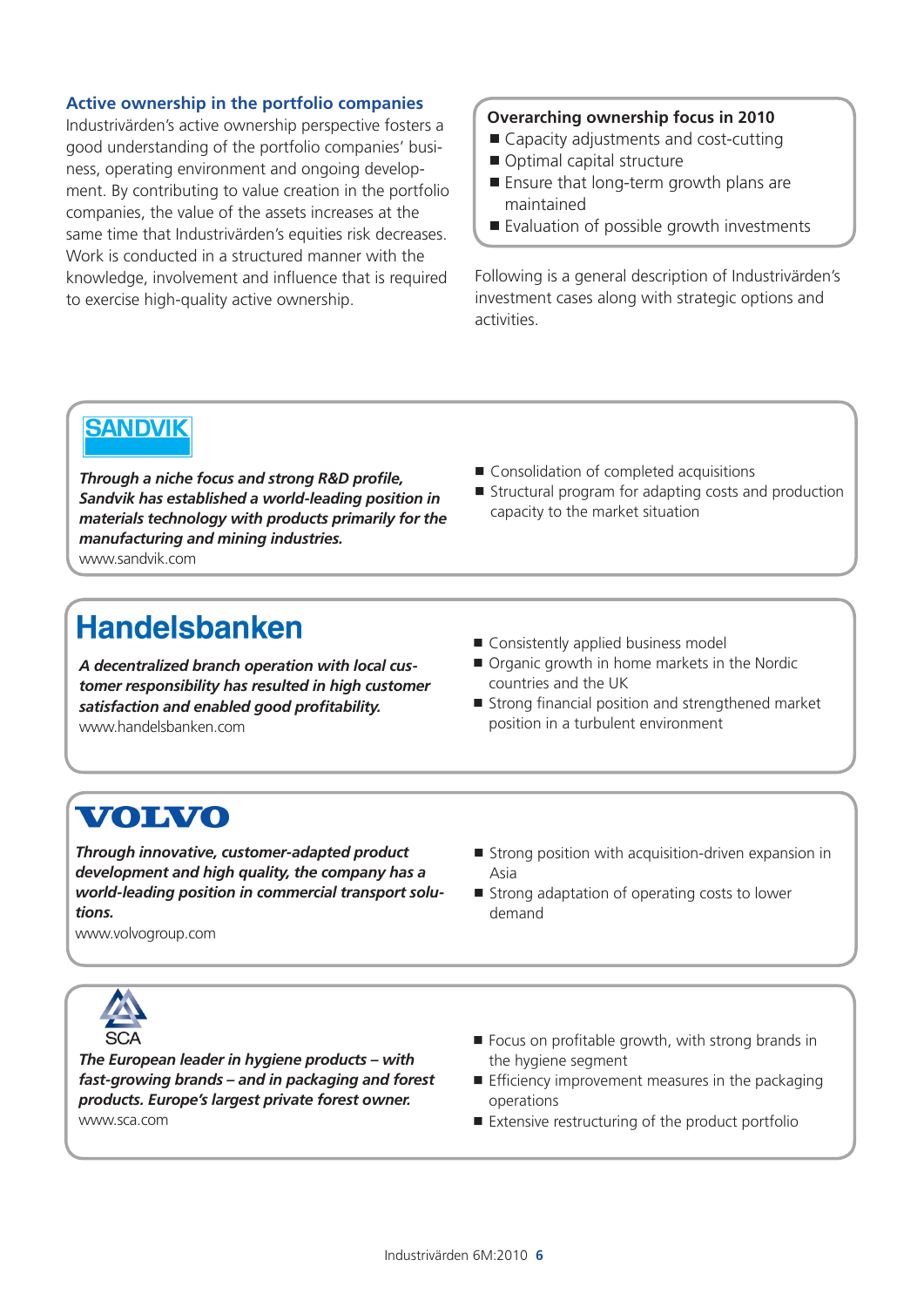## Active ownership in the portfolio companies

Industrivärden's active ownership perspective fosters a good understanding of the portfolio companies' business, operating environment and ongoing development. By contributing to value creation in the portfolio companies, the value of the assets increases at the same time that Industrivärden's equities risk decreases. Work is conducted in a structured manner with the knowledge, involvement and influence that is required to exercise high-quality active ownership.

**Overarching ownership focus in 2010**

- Capacity adjustments and cost-cutting
- Optimal capital structure
- Ensure that long-term growth plans are maintained
- Evaluation of possible growth investments

Following is a general description of Industrivärden's investment cases along with strategic options and activities.

### SANDVIK

***Through a niche focus and strong R&D profile, Sandvik has established a world-leading position in materials technology with products primarily for the manufacturing and mining industries.***

www.sandvik.com

- Consolidation of completed acquisitions
- Structural program for adapting costs and production capacity to the market situation

### Handelsbanken

***A decentralized branch operation with local customer responsibility has resulted in high customer satisfaction and enabled good profitability.***

www.handelsbanken.com

- Consistently applied business model
- Organic growth in home markets in the Nordic countries and the UK
- Strong financial position and strengthened market position in a turbulent environment

### VOLVO

***Through innovative, customer-adapted product development and high quality, the company has a world-leading position in commercial transport solutions.***

www.volvogroup.com

- Strong position with acquisition-driven expansion in Asia
- Strong adaptation of operating costs to lower demand

### SCA

***The European leader in hygiene products – with fast-growing brands – and in packaging and forest products. Europe's largest private forest owner.***

www.sca.com

- Focus on profitable growth, with strong brands in the hygiene segment
- Efficiency improvement measures in the packaging operations
- Extensive restructuring of the product portfolio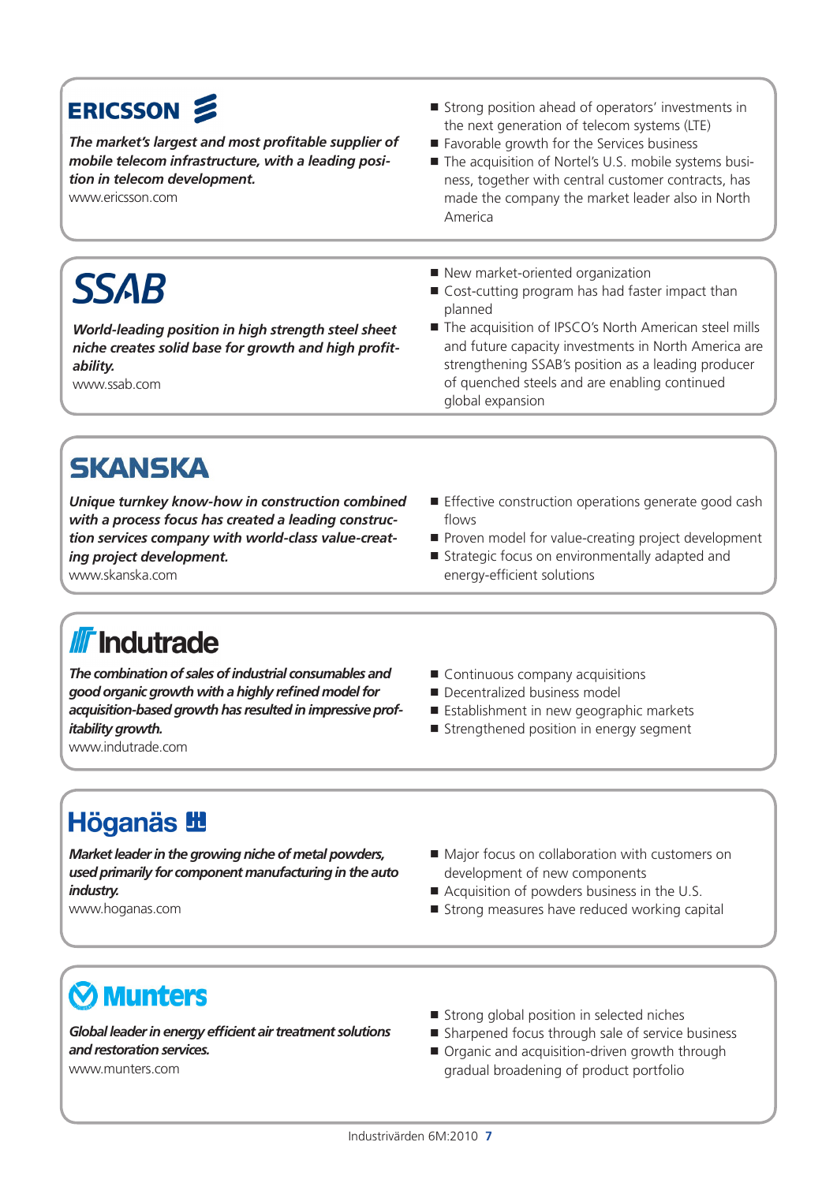## ERICSSON

***The market's largest and most profitable supplier of mobile telecom infrastructure, with a leading position in telecom development.***

www.ericsson.com

- Strong position ahead of operators' investments in the next generation of telecom systems (LTE)
- Favorable growth for the Services business
- The acquisition of Nortel's U.S. mobile systems business, together with central customer contracts, has made the company the market leader also in North America

## SSAB

***World-leading position in high strength steel sheet niche creates solid base for growth and high profitability.***

www.ssab.com

- New market-oriented organization
- Cost-cutting program has had faster impact than planned
- The acquisition of IPSCO's North American steel mills and future capacity investments in North America are strengthening SSAB's position as a leading producer of quenched steels and are enabling continued global expansion

## SKANSKA

***Unique turnkey know-how in construction combined with a process focus has created a leading construction services company with world-class value-creating project development.***

www.skanska.com

- Effective construction operations generate good cash flows
- Proven model for value-creating project development
- Strategic focus on environmentally adapted and energy-efficient solutions

## Indutrade

***The combination of sales of industrial consumables and good organic growth with a highly refined model for acquisition-based growth has resulted in impressive profitability growth.***

www.indutrade.com

- Continuous company acquisitions
- Decentralized business model
- Establishment in new geographic markets
- Strengthened position in energy segment

## Höganäs

***Market leader in the growing niche of metal powders, used primarily for component manufacturing in the auto industry.***

www.hoganas.com

- Major focus on collaboration with customers on development of new components
- Acquisition of powders business in the U.S.
- Strong measures have reduced working capital

## Munters

***Global leader in energy efficient air treatment solutions and restoration services.***

www.munters.com

- Strong global position in selected niches
- Sharpened focus through sale of service business
- Organic and acquisition-driven growth through gradual broadening of product portfolio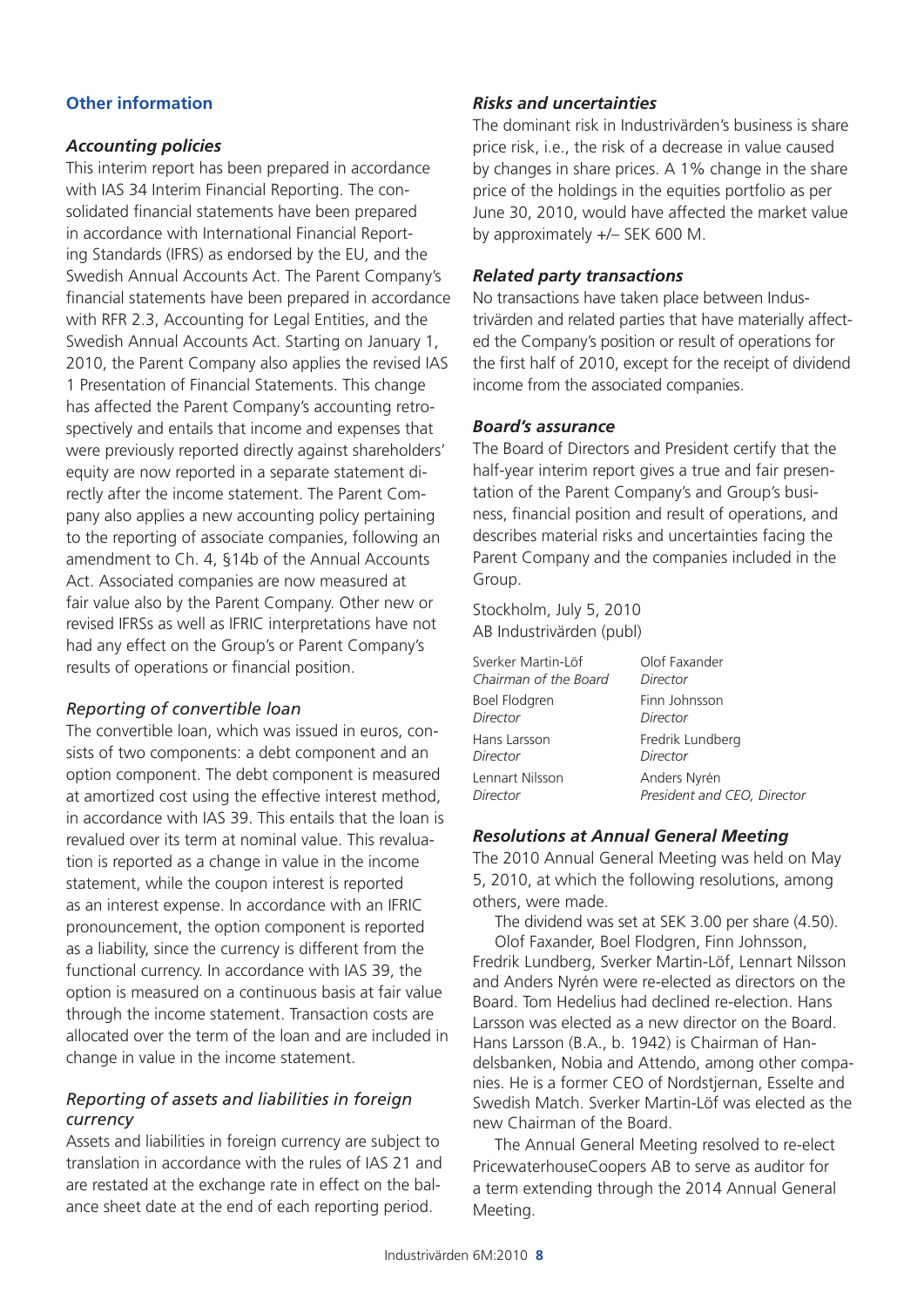## Other information

### *Accounting policies*

This interim report has been prepared in accordance with IAS 34 Interim Financial Reporting. The consolidated financial statements have been prepared in accordance with International Financial Reporting Standards (IFRS) as endorsed by the EU, and the Swedish Annual Accounts Act. The Parent Company's financial statements have been prepared in accordance with RFR 2.3, Accounting for Legal Entities, and the Swedish Annual Accounts Act. Starting on January 1, 2010, the Parent Company also applies the revised IAS 1 Presentation of Financial Statements. This change has affected the Parent Company's accounting retrospectively and entails that income and expenses that were previously reported directly against shareholders' equity are now reported in a separate statement directly after the income statement. The Parent Company also applies a new accounting policy pertaining to the reporting of associate companies, following an amendment to Ch. 4, §14b of the Annual Accounts Act. Associated companies are now measured at fair value also by the Parent Company. Other new or revised IFRSs as well as IFRIC interpretations have not had any effect on the Group's or Parent Company's results of operations or financial position.

### *Reporting of convertible loan*

The convertible loan, which was issued in euros, consists of two components: a debt component and an option component. The debt component is measured at amortized cost using the effective interest method, in accordance with IAS 39. This entails that the loan is revalued over its term at nominal value. This revaluation is reported as a change in value in the income statement, while the coupon interest is reported as an interest expense. In accordance with an IFRIC pronouncement, the option component is reported as a liability, since the currency is different from the functional currency. In accordance with IAS 39, the option is measured on a continuous basis at fair value through the income statement. Transaction costs are allocated over the term of the loan and are included in change in value in the income statement.

### *Reporting of assets and liabilities in foreign currency*

Assets and liabilities in foreign currency are subject to translation in accordance with the rules of IAS 21 and are restated at the exchange rate in effect on the balance sheet date at the end of each reporting period.

### *Risks and uncertainties*

The dominant risk in Industrivärden's business is share price risk, i.e., the risk of a decrease in value caused by changes in share prices. A 1% change in the share price of the holdings in the equities portfolio as per June 30, 2010, would have affected the market value by approximately +/– SEK 600 M.

### *Related party transactions*

No transactions have taken place between Industrivärden and related parties that have materially affected the Company's position or result of operations for the first half of 2010, except for the receipt of dividend income from the associated companies.

### *Board's assurance*

The Board of Directors and President certify that the half-year interim report gives a true and fair presentation of the Parent Company's and Group's business, financial position and result of operations, and describes material risks and uncertainties facing the Parent Company and the companies included in the Group.

Stockholm, July 5, 2010
AB Industrivärden (publ)

| | |
|---|---|
| Sverker Martin-Löf<br>*Chairman of the Board* | Olof Faxander<br>*Director* |
| Boel Flodgren<br>*Director* | Finn Johnsson<br>*Director* |
| Hans Larsson<br>*Director* | Fredrik Lundberg<br>*Director* |
| Lennart Nilsson<br>*Director* | Anders Nyrén<br>*President and CEO, Director* |

### *Resolutions at Annual General Meeting*

The 2010 Annual General Meeting was held on May 5, 2010, at which the following resolutions, among others, were made.

The dividend was set at SEK 3.00 per share (4.50).

Olof Faxander, Boel Flodgren, Finn Johnsson, Fredrik Lundberg, Sverker Martin-Löf, Lennart Nilsson and Anders Nyrén were re-elected as directors on the Board. Tom Hedelius had declined re-election. Hans Larsson was elected as a new director on the Board. Hans Larsson (B.A., b. 1942) is Chairman of Handelsbanken, Nobia and Attendo, among other companies. He is a former CEO of Nordstjernan, Esselte and Swedish Match. Sverker Martin-Löf was elected as the new Chairman of the Board.

The Annual General Meeting resolved to re-elect PricewaterhouseCoopers AB to serve as auditor for a term extending through the 2014 Annual General Meeting.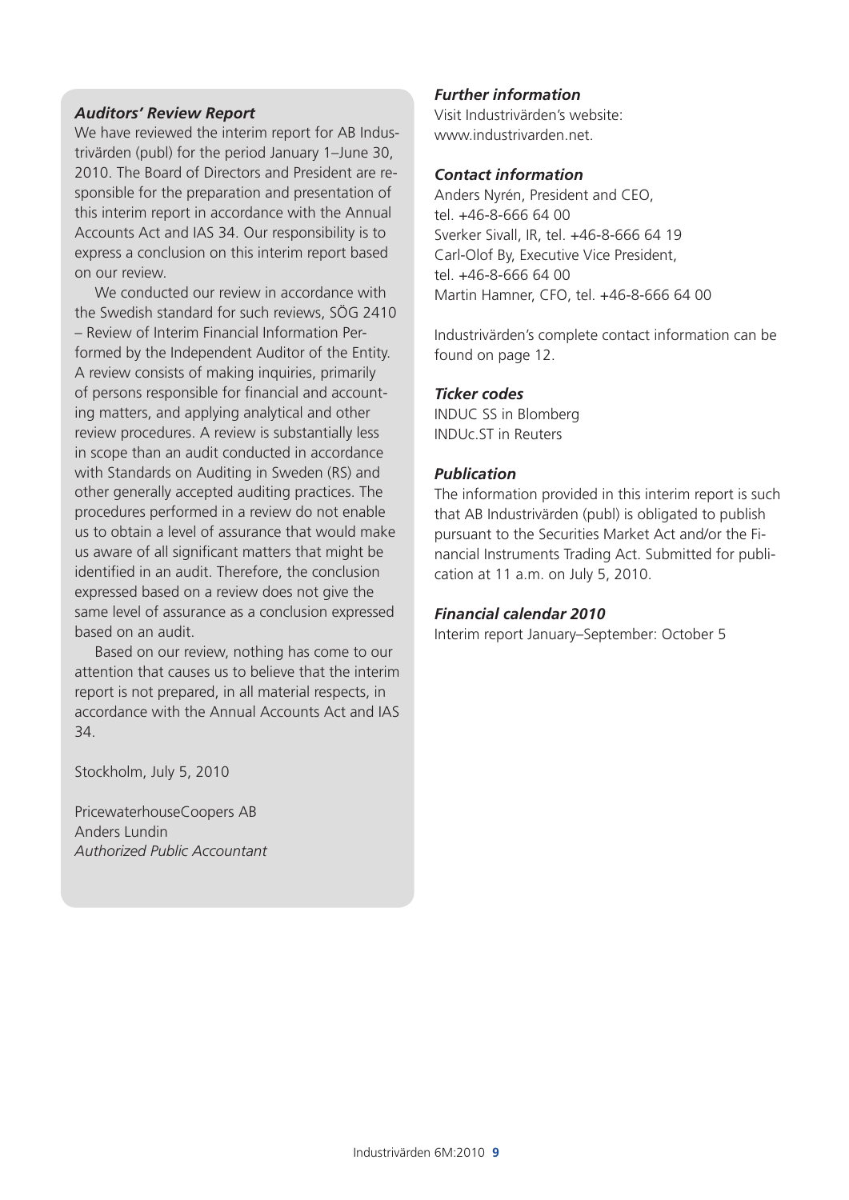### *Auditors' Review Report*

We have reviewed the interim report for AB Industrivärden (publ) for the period January 1–June 30, 2010. The Board of Directors and President are responsible for the preparation and presentation of this interim report in accordance with the Annual Accounts Act and IAS 34. Our responsibility is to express a conclusion on this interim report based on our review.

We conducted our review in accordance with the Swedish standard for such reviews, SÖG 2410 – Review of Interim Financial Information Performed by the Independent Auditor of the Entity. A review consists of making inquiries, primarily of persons responsible for financial and accounting matters, and applying analytical and other review procedures. A review is substantially less in scope than an audit conducted in accordance with Standards on Auditing in Sweden (RS) and other generally accepted auditing practices. The procedures performed in a review do not enable us to obtain a level of assurance that would make us aware of all significant matters that might be identified in an audit. Therefore, the conclusion expressed based on a review does not give the same level of assurance as a conclusion expressed based on an audit.

Based on our review, nothing has come to our attention that causes us to believe that the interim report is not prepared, in all material respects, in accordance with the Annual Accounts Act and IAS 34.

Stockholm, July 5, 2010

PricewaterhouseCoopers AB
Anders Lundin
*Authorized Public Accountant*

### *Further information*

Visit Industrivärden's website:
www.industrivarden.net.

### *Contact information*

Anders Nyrén, President and CEO,
tel. +46-8-666 64 00
Sverker Sivall, IR, tel. +46-8-666 64 19
Carl-Olof By, Executive Vice President,
tel. +46-8-666 64 00
Martin Hamner, CFO, tel. +46-8-666 64 00

Industrivärden's complete contact information can be found on page 12.

### *Ticker codes*

INDUC SS in Blomberg
INDUc.ST in Reuters

### *Publication*

The information provided in this interim report is such that AB Industrivärden (publ) is obligated to publish pursuant to the Securities Market Act and/or the Financial Instruments Trading Act. Submitted for publication at 11 a.m. on July 5, 2010.

### *Financial calendar 2010*

Interim report January–September: October 5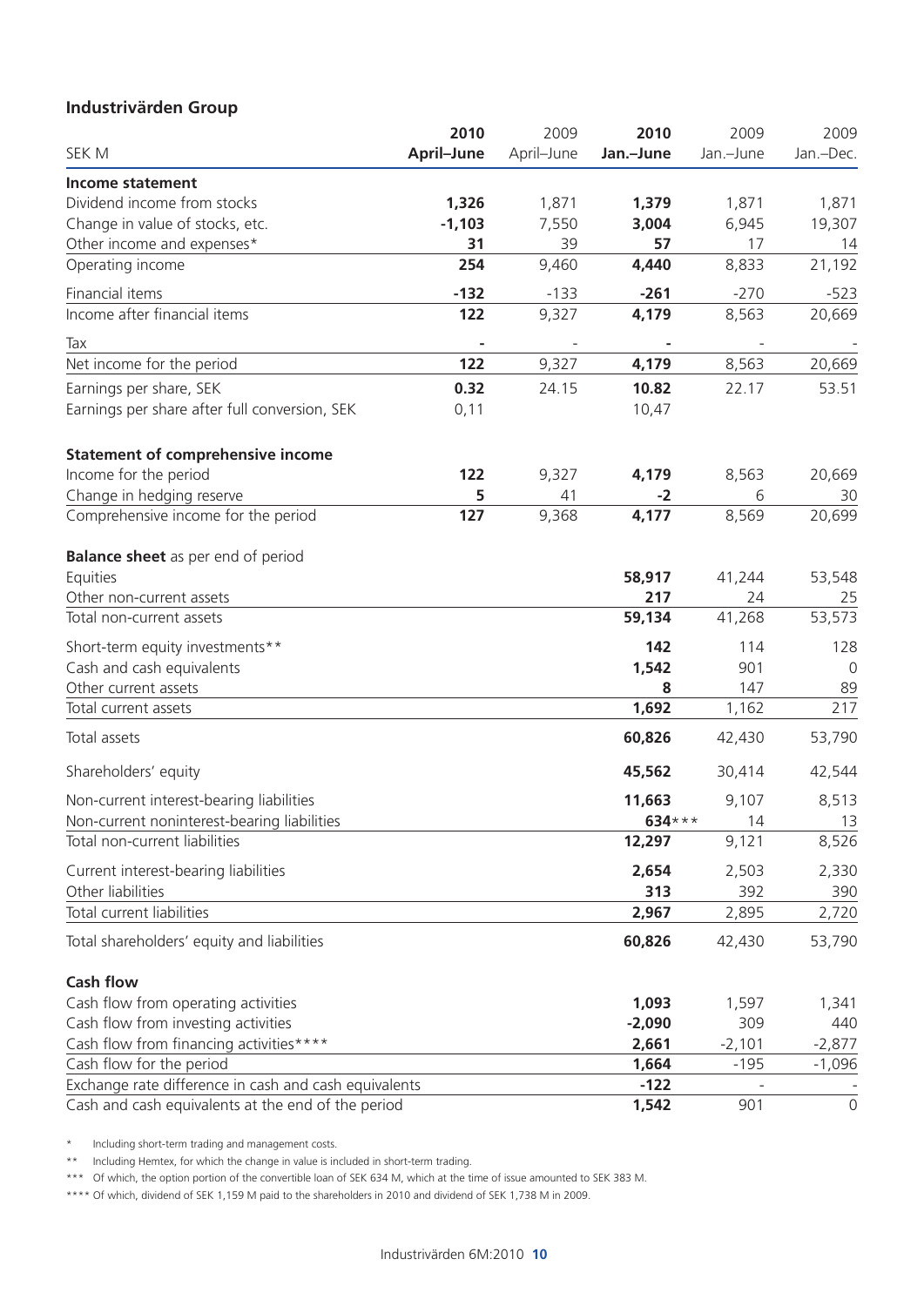## Industrivärden Group

| SEK M | 2010 April–June | 2009 April–June | 2010 Jan.–June | 2009 Jan.–June | 2009 Jan.–Dec. |
|---|---|---|---|---|---|
| **Income statement** | | | | | |
| Dividend income from stocks | **1,326** | 1,871 | **1,379** | 1,871 | 1,871 |
| Change in value of stocks, etc. | **-1,103** | 7,550 | **3,004** | 6,945 | 19,307 |
| Other income and expenses* | **31** | 39 | **57** | 17 | 14 |
| Operating income | **254** | 9,460 | **4,440** | 8,833 | 21,192 |
| Financial items | **-132** | -133 | **-261** | -270 | -523 |
| Income after financial items | **122** | 9,327 | **4,179** | 8,563 | 20,669 |
| Tax | **-** | - | **-** | - | - |
| Net income for the period | **122** | 9,327 | **4,179** | 8,563 | 20,669 |
| Earnings per share, SEK | **0.32** | 24.15 | **10.82** | 22.17 | 53.51 |
| Earnings per share after full conversion, SEK | 0,11 | | 10,47 | | |
| **Statement of comprehensive income** | | | | | |
| Income for the period | **122** | 9,327 | **4,179** | 8,563 | 20,669 |
| Change in hedging reserve | **5** | 41 | **-2** | 6 | 30 |
| Comprehensive income for the period | **127** | 9,368 | **4,177** | 8,569 | 20,699 |
| **Balance sheet** as per end of period | | | | | |
| Equities | | | **58,917** | 41,244 | 53,548 |
| Other non-current assets | | | **217** | 24 | 25 |
| Total non-current assets | | | **59,134** | 41,268 | 53,573 |
| Short-term equity investments** | | | **142** | 114 | 128 |
| Cash and cash equivalents | | | **1,542** | 901 | 0 |
| Other current assets | | | **8** | 147 | 89 |
| Total current assets | | | **1,692** | 1,162 | 217 |
| Total assets | | | **60,826** | 42,430 | 53,790 |
| Shareholders' equity | | | **45,562** | 30,414 | 42,544 |
| Non-current interest-bearing liabilities | | | **11,663** | 9,107 | 8,513 |
| Non-current noninterest-bearing liabilities | | | **634*** ** | 14 | 13 |
| Total non-current liabilities | | | **12,297** | 9,121 | 8,526 |
| Current interest-bearing liabilities | | | **2,654** | 2,503 | 2,330 |
| Other liabilities | | | **313** | 392 | 390 |
| Total current liabilities | | | **2,967** | 2,895 | 2,720 |
| Total shareholders' equity and liabilities | | | **60,826** | 42,430 | 53,790 |
| **Cash flow** | | | | | |
| Cash flow from operating activities | | | **1,093** | 1,597 | 1,341 |
| Cash flow from investing activities | | | **-2,090** | 309 | 440 |
| Cash flow from financing activities**** | | | **2,661** | -2,101 | -2,877 |
| Cash flow for the period | | | **1,664** | -195 | -1,096 |
| Exchange rate difference in cash and cash equivalents | | | **-122** | - | - |
| Cash and cash equivalents at the end of the period | | | **1,542** | 901 | 0 |

\* Including short-term trading and management costs.

** Including Hemtex, for which the change in value is included in short-term trading.

*** Of which, the option portion of the convertible loan of SEK 634 M, which at the time of issue amounted to SEK 383 M.

**** Of which, dividend of SEK 1,159 M paid to the shareholders in 2010 and dividend of SEK 1,738 M in 2009.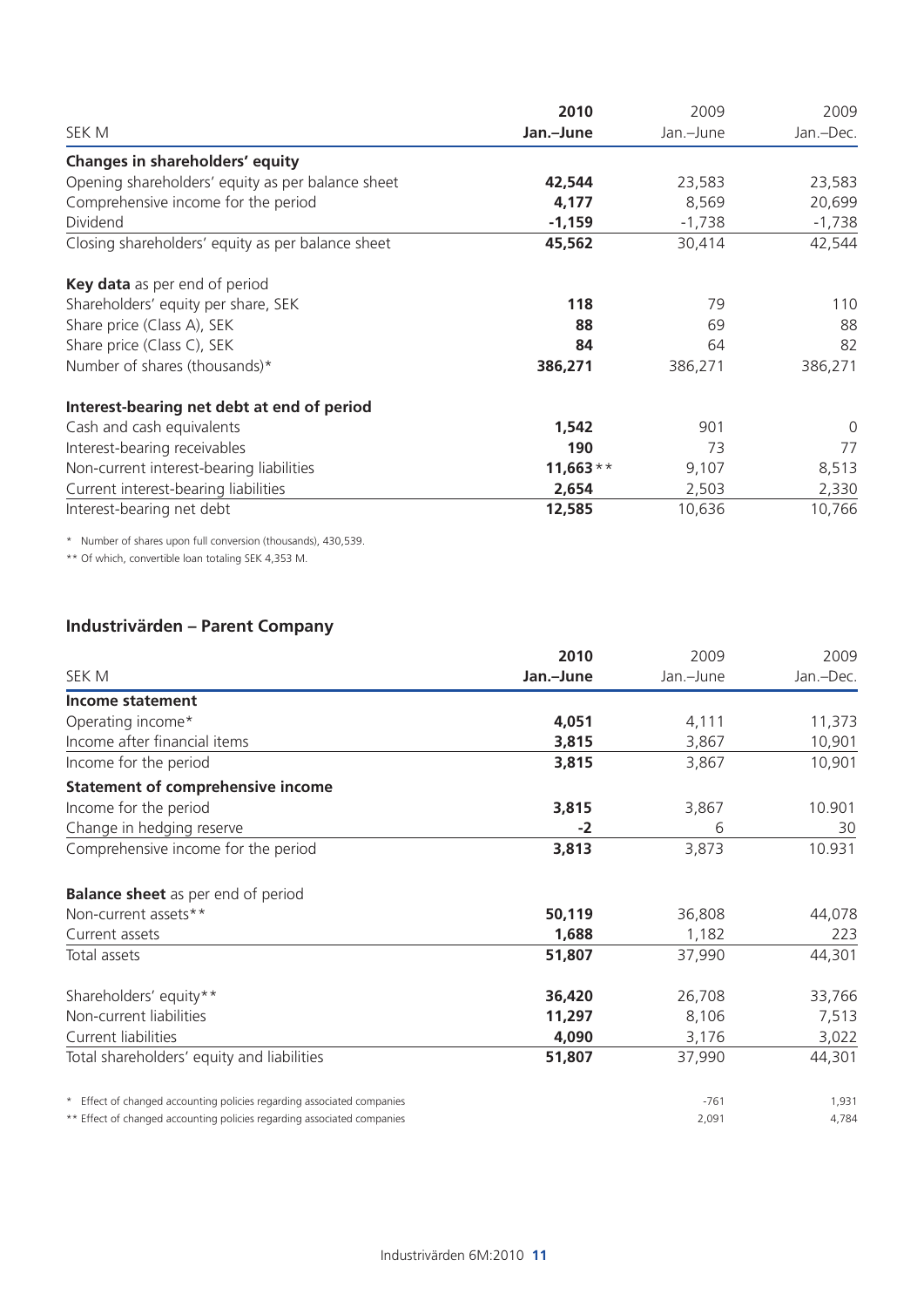| SEK M | **2010 Jan.–June** | 2009 Jan.–June | 2009 Jan.–Dec. |
|---|---|---|---|
| **Changes in shareholders' equity** | | | |
| Opening shareholders' equity as per balance sheet | **42,544** | 23,583 | 23,583 |
| Comprehensive income for the period | **4,177** | 8,569 | 20,699 |
| Dividend | **-1,159** | -1,738 | -1,738 |
| Closing shareholders' equity as per balance sheet | **45,562** | 30,414 | 42,544 |
| | | | |
| **Key data** as per end of period | | | |
| Shareholders' equity per share, SEK | **118** | 79 | 110 |
| Share price (Class A), SEK | **88** | 69 | 88 |
| Share price (Class C), SEK | **84** | 64 | 82 |
| Number of shares (thousands)* | **386,271** | 386,271 | 386,271 |
| | | | |
| **Interest-bearing net debt at end of period** | | | |
| Cash and cash equivalents | **1,542** | 901 | 0 |
| Interest-bearing receivables | **190** | 73 | 77 |
| Non-current interest-bearing liabilities | **11,663**** | 9,107 | 8,513 |
| Current interest-bearing liabilities | **2,654** | 2,503 | 2,330 |
| Interest-bearing net debt | **12,585** | 10,636 | 10,766 |

\* Number of shares upon full conversion (thousands), 430,539.

** Of which, convertible loan totaling SEK 4,353 M.

## Industrivärden – Parent Company

| SEK M | **2010 Jan.–June** | 2009 Jan.–June | 2009 Jan.–Dec. |
|---|---|---|---|
| **Income statement** | | | |
| Operating income* | **4,051** | 4,111 | 11,373 |
| Income after financial items | **3,815** | 3,867 | 10,901 |
| Income for the period | **3,815** | 3,867 | 10,901 |
| **Statement of comprehensive income** | | | |
| Income for the period | **3,815** | 3,867 | 10.901 |
| Change in hedging reserve | **-2** | 6 | 30 |
| Comprehensive income for the period | **3,813** | 3,873 | 10.931 |
| | | | |
| **Balance sheet** as per end of period | | | |
| Non-current assets** | **50,119** | 36,808 | 44,078 |
| Current assets | **1,688** | 1,182 | 223 |
| Total assets | **51,807** | 37,990 | 44,301 |
| | | | |
| Shareholders' equity** | **36,420** | 26,708 | 33,766 |
| Non-current liabilities | **11,297** | 8,106 | 7,513 |
| Current liabilities | **4,090** | 3,176 | 3,022 |
| Total shareholders' equity and liabilities | **51,807** | 37,990 | 44,301 |
| | | | |
| * Effect of changed accounting policies regarding associated companies | | -761 | 1,931 |
| ** Effect of changed accounting policies regarding associated companies | | 2,091 | 4,784 |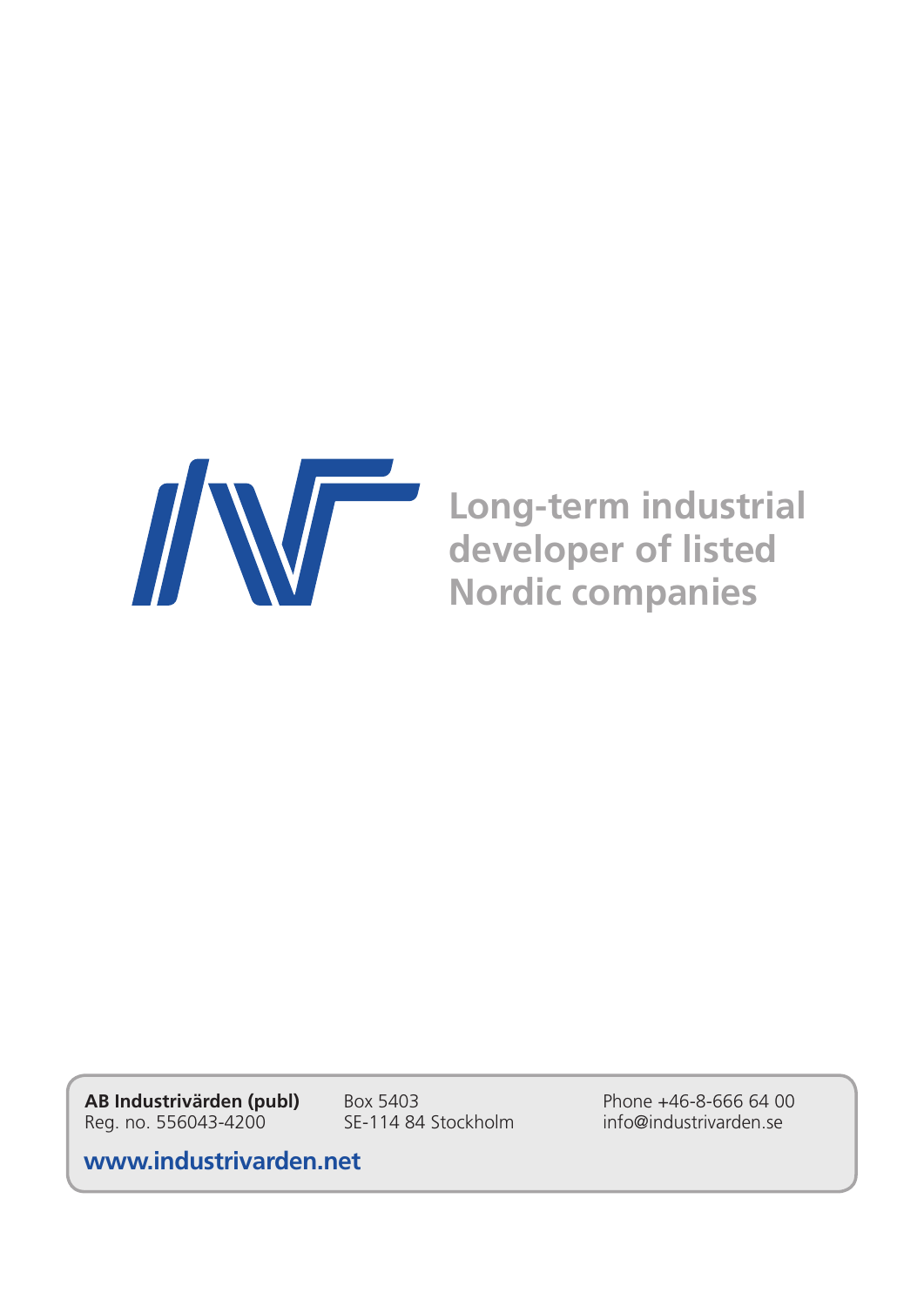Long-term industrial developer of listed Nordic companies

**AB Industrivärden (publ)**
Reg. no. 556043-4200

Box 5403
SE-114 84 Stockholm

Phone +46-8-666 64 00
info@industrivarden.se

**www.industrivarden.net**